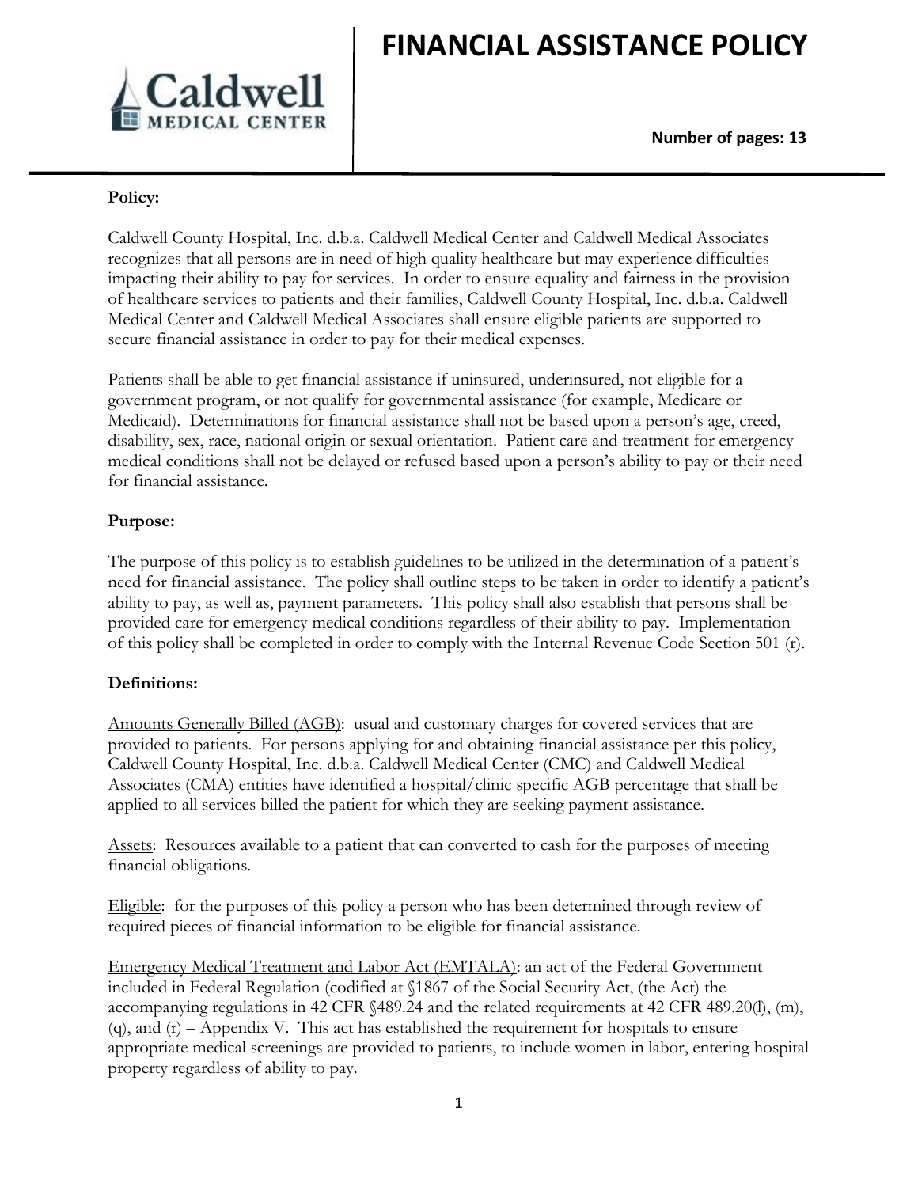# FINANCIAL ASSISTANCE POLICY

Caldwell Medical Center

**Number of pages: 13**

**Policy:**

Caldwell County Hospital, Inc. d.b.a. Caldwell Medical Center and Caldwell Medical Associates recognizes that all persons are in need of high quality healthcare but may experience difficulties impacting their ability to pay for services. In order to ensure equality and fairness in the provision of healthcare services to patients and their families, Caldwell County Hospital, Inc. d.b.a. Caldwell Medical Center and Caldwell Medical Associates shall ensure eligible patients are supported to secure financial assistance in order to pay for their medical expenses.

Patients shall be able to get financial assistance if uninsured, underinsured, not eligible for a government program, or not qualify for governmental assistance (for example, Medicare or Medicaid). Determinations for financial assistance shall not be based upon a person's age, creed, disability, sex, race, national origin or sexual orientation. Patient care and treatment for emergency medical conditions shall not be delayed or refused based upon a person's ability to pay or their need for financial assistance.

**Purpose:**

The purpose of this policy is to establish guidelines to be utilized in the determination of a patient's need for financial assistance. The policy shall outline steps to be taken in order to identify a patient's ability to pay, as well as, payment parameters. This policy shall also establish that persons shall be provided care for emergency medical conditions regardless of their ability to pay. Implementation of this policy shall be completed in order to comply with the Internal Revenue Code Section 501 (r).

**Definitions:**

Amounts Generally Billed (AGB): usual and customary charges for covered services that are provided to patients. For persons applying for and obtaining financial assistance per this policy, Caldwell County Hospital, Inc. d.b.a. Caldwell Medical Center (CMC) and Caldwell Medical Associates (CMA) entities have identified a hospital/clinic specific AGB percentage that shall be applied to all services billed the patient for which they are seeking payment assistance.

Assets: Resources available to a patient that can converted to cash for the purposes of meeting financial obligations.

Eligible: for the purposes of this policy a person who has been determined through review of required pieces of financial information to be eligible for financial assistance.

Emergency Medical Treatment and Labor Act (EMTALA): an act of the Federal Government included in Federal Regulation (codified at §1867 of the Social Security Act, (the Act) the accompanying regulations in 42 CFR §489.24 and the related requirements at 42 CFR 489.20(l), (m), (q), and (r) – Appendix V. This act has established the requirement for hospitals to ensure appropriate medical screenings are provided to patients, to include women in labor, entering hospital property regardless of ability to pay.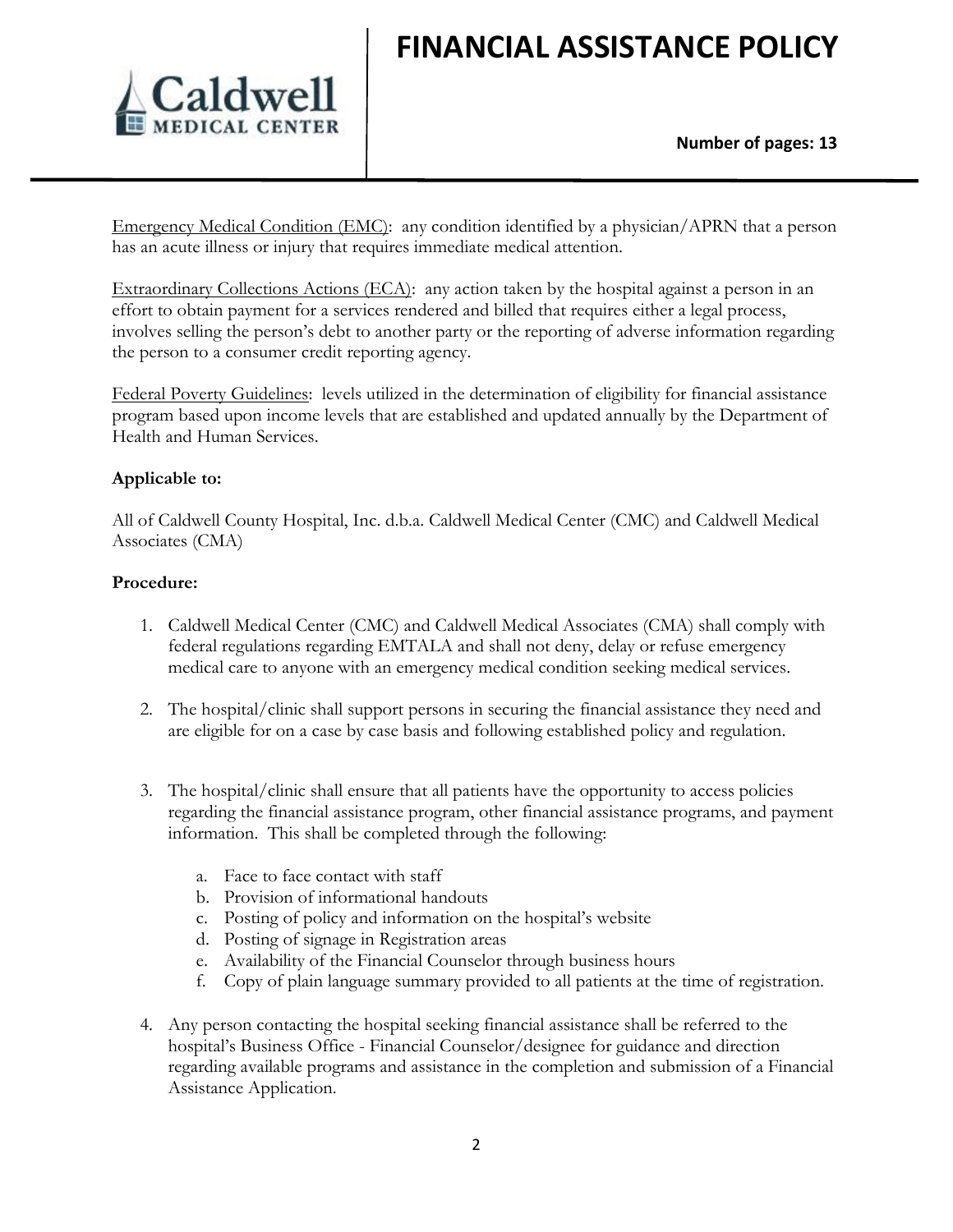Emergency Medical Condition (EMC): any condition identified by a physician/APRN that a person has an acute illness or injury that requires immediate medical attention.

Extraordinary Collections Actions (ECA): any action taken by the hospital against a person in an effort to obtain payment for a services rendered and billed that requires either a legal process, involves selling the person's debt to another party or the reporting of adverse information regarding the person to a consumer credit reporting agency.

Federal Poverty Guidelines: levels utilized in the determination of eligibility for financial assistance program based upon income levels that are established and updated annually by the Department of Health and Human Services.

**Applicable to:**

All of Caldwell County Hospital, Inc. d.b.a. Caldwell Medical Center (CMC) and Caldwell Medical Associates (CMA)

**Procedure:**

1. Caldwell Medical Center (CMC) and Caldwell Medical Associates (CMA) shall comply with federal regulations regarding EMTALA and shall not deny, delay or refuse emergency medical care to anyone with an emergency medical condition seeking medical services.

2. The hospital/clinic shall support persons in securing the financial assistance they need and are eligible for on a case by case basis and following established policy and regulation.

3. The hospital/clinic shall ensure that all patients have the opportunity to access policies regarding the financial assistance program, other financial assistance programs, and payment information. This shall be completed through the following:

   a. Face to face contact with staff
   b. Provision of informational handouts
   c. Posting of policy and information on the hospital's website
   d. Posting of signage in Registration areas
   e. Availability of the Financial Counselor through business hours
   f. Copy of plain language summary provided to all patients at the time of registration.

4. Any person contacting the hospital seeking financial assistance shall be referred to the hospital's Business Office - Financial Counselor/designee for guidance and direction regarding available programs and assistance in the completion and submission of a Financial Assistance Application.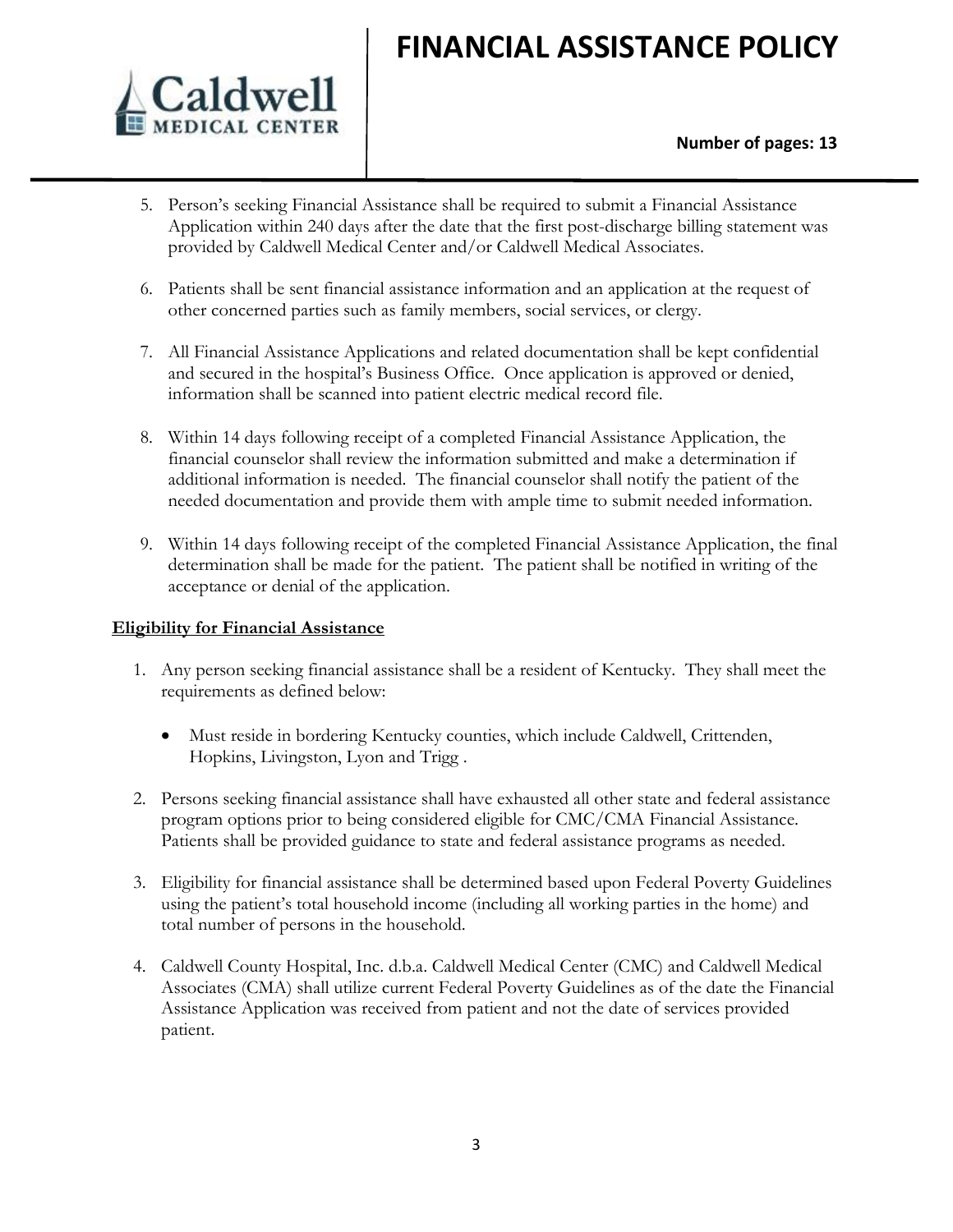5. Person's seeking Financial Assistance shall be required to submit a Financial Assistance Application within 240 days after the date that the first post-discharge billing statement was provided by Caldwell Medical Center and/or Caldwell Medical Associates.

6. Patients shall be sent financial assistance information and an application at the request of other concerned parties such as family members, social services, or clergy.

7. All Financial Assistance Applications and related documentation shall be kept confidential and secured in the hospital's Business Office. Once application is approved or denied, information shall be scanned into patient electric medical record file.

8. Within 14 days following receipt of a completed Financial Assistance Application, the financial counselor shall review the information submitted and make a determination if additional information is needed. The financial counselor shall notify the patient of the needed documentation and provide them with ample time to submit needed information.

9. Within 14 days following receipt of the completed Financial Assistance Application, the final determination shall be made for the patient. The patient shall be notified in writing of the acceptance or denial of the application.

**Eligibility for Financial Assistance**

1. Any person seeking financial assistance shall be a resident of Kentucky. They shall meet the requirements as defined below:

   - Must reside in bordering Kentucky counties, which include Caldwell, Crittenden, Hopkins, Livingston, Lyon and Trigg .

2. Persons seeking financial assistance shall have exhausted all other state and federal assistance program options prior to being considered eligible for CMC/CMA Financial Assistance. Patients shall be provided guidance to state and federal assistance programs as needed.

3. Eligibility for financial assistance shall be determined based upon Federal Poverty Guidelines using the patient's total household income (including all working parties in the home) and total number of persons in the household.

4. Caldwell County Hospital, Inc. d.b.a. Caldwell Medical Center (CMC) and Caldwell Medical Associates (CMA) shall utilize current Federal Poverty Guidelines as of the date the Financial Assistance Application was received from patient and not the date of services provided patient.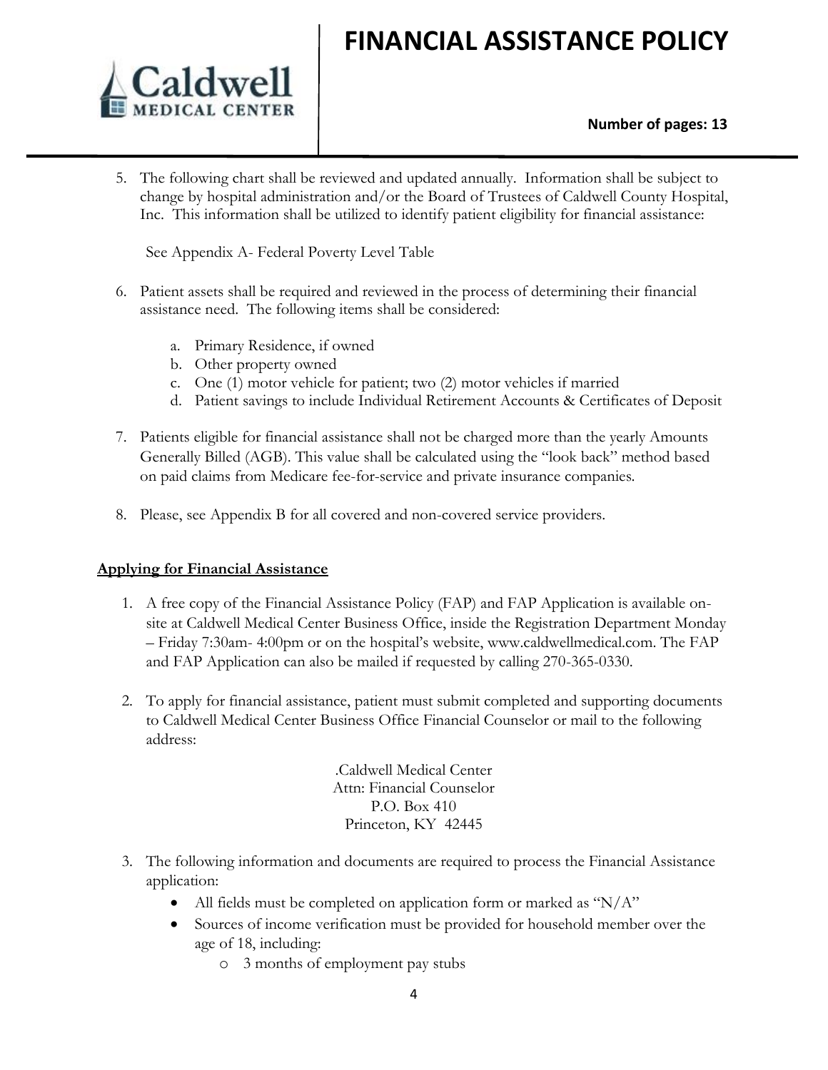5. The following chart shall be reviewed and updated annually. Information shall be subject to change by hospital administration and/or the Board of Trustees of Caldwell County Hospital, Inc. This information shall be utilized to identify patient eligibility for financial assistance:

   See Appendix A- Federal Poverty Level Table

6. Patient assets shall be required and reviewed in the process of determining their financial assistance need. The following items shall be considered:

   a. Primary Residence, if owned
   b. Other property owned
   c. One (1) motor vehicle for patient; two (2) motor vehicles if married
   d. Patient savings to include Individual Retirement Accounts & Certificates of Deposit

7. Patients eligible for financial assistance shall not be charged more than the yearly Amounts Generally Billed (AGB). This value shall be calculated using the "look back" method based on paid claims from Medicare fee-for-service and private insurance companies.

8. Please, see Appendix B for all covered and non-covered service providers.

**Applying for Financial Assistance**

1. A free copy of the Financial Assistance Policy (FAP) and FAP Application is available on-site at Caldwell Medical Center Business Office, inside the Registration Department Monday – Friday 7:30am- 4:00pm or on the hospital's website, www.caldwellmedical.com. The FAP and FAP Application can also be mailed if requested by calling 270-365-0330.

2. To apply for financial assistance, patient must submit completed and supporting documents to Caldwell Medical Center Business Office Financial Counselor or mail to the following address:

   .Caldwell Medical Center
   Attn: Financial Counselor
   P.O. Box 410
   Princeton, KY 42445

3. The following information and documents are required to process the Financial Assistance application:
   - All fields must be completed on application form or marked as "N/A"
   - Sources of income verification must be provided for household member over the age of 18, including:
     - 3 months of employment pay stubs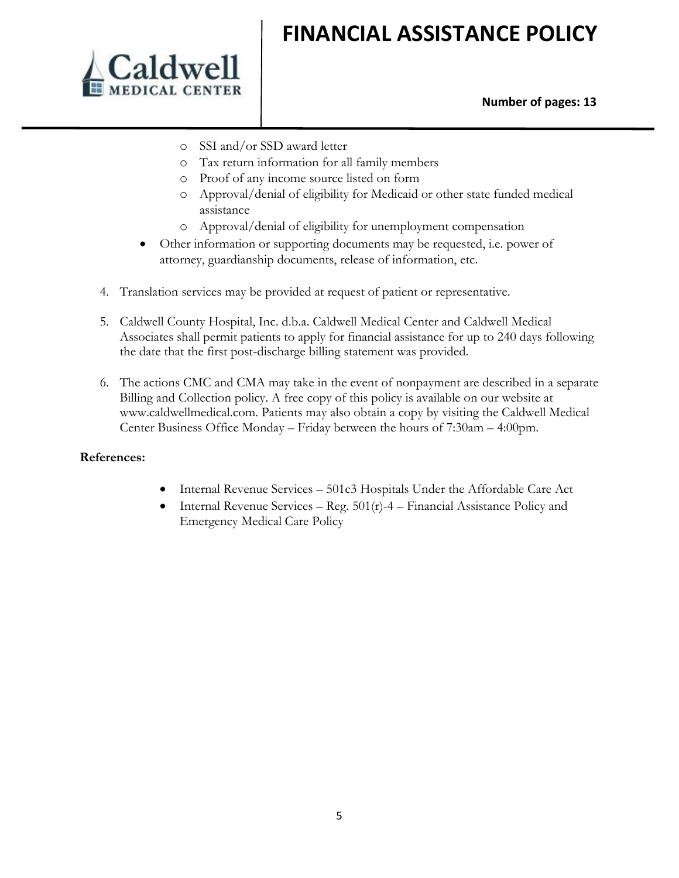- SSI and/or SSD award letter
  - Tax return information for all family members
  - Proof of any income source listed on form
  - Approval/denial of eligibility for Medicaid or other state funded medical assistance
  - Approval/denial of eligibility for unemployment compensation
- Other information or supporting documents may be requested, i.e. power of attorney, guardianship documents, release of information, etc.

4. Translation services may be provided at request of patient or representative.

5. Caldwell County Hospital, Inc. d.b.a. Caldwell Medical Center and Caldwell Medical Associates shall permit patients to apply for financial assistance for up to 240 days following the date that the first post-discharge billing statement was provided.

6. The actions CMC and CMA may take in the event of nonpayment are described in a separate Billing and Collection policy. A free copy of this policy is available on our website at www.caldwellmedical.com. Patients may also obtain a copy by visiting the Caldwell Medical Center Business Office Monday – Friday between the hours of 7:30am – 4:00pm.

**References:**

- Internal Revenue Services – 501c3 Hospitals Under the Affordable Care Act
- Internal Revenue Services – Reg. 501(r)-4 – Financial Assistance Policy and Emergency Medical Care Policy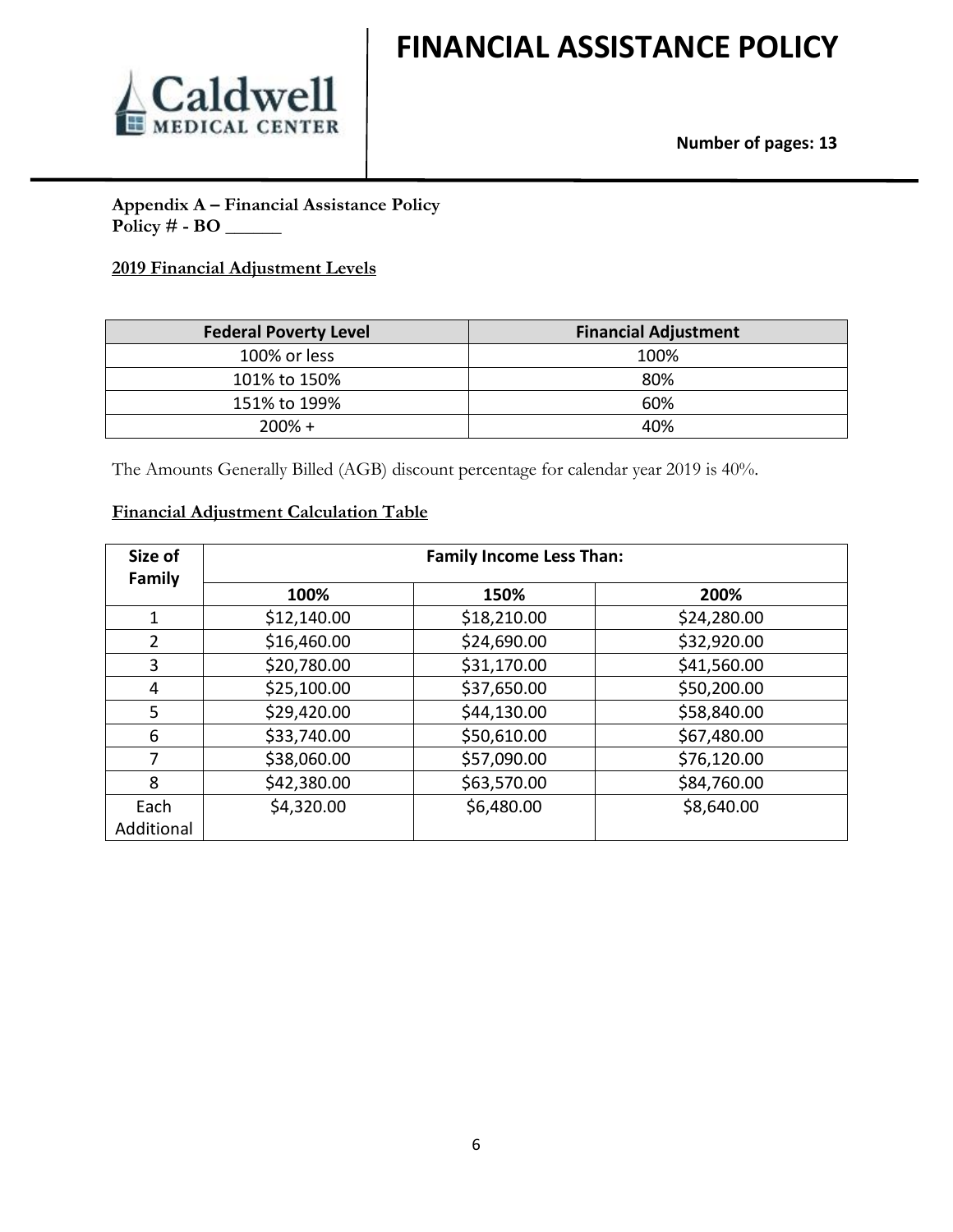**Appendix A – Financial Assistance Policy**
**Policy # - BO ______**

## 2019 Financial Adjustment Levels

| Federal Poverty Level | Financial Adjustment |
|---|---|
| 100% or less | 100% |
| 101% to 150% | 80% |
| 151% to 199% | 60% |
| 200% + | 40% |

The Amounts Generally Billed (AGB) discount percentage for calendar year 2019 is 40%.

## Financial Adjustment Calculation Table

| Size of Family | Family Income Less Than: | | |
|---|---|---|---|
| | 100% | 150% | 200% |
| 1 | $12,140.00 | $18,210.00 | $24,280.00 |
| 2 | $16,460.00 | $24,690.00 | $32,920.00 |
| 3 | $20,780.00 | $31,170.00 | $41,560.00 |
| 4 | $25,100.00 | $37,650.00 | $50,200.00 |
| 5 | $29,420.00 | $44,130.00 | $58,840.00 |
| 6 | $33,740.00 | $50,610.00 | $67,480.00 |
| 7 | $38,060.00 | $57,090.00 | $76,120.00 |
| 8 | $42,380.00 | $63,570.00 | $84,760.00 |
| Each Additional | $4,320.00 | $6,480.00 | $8,640.00 |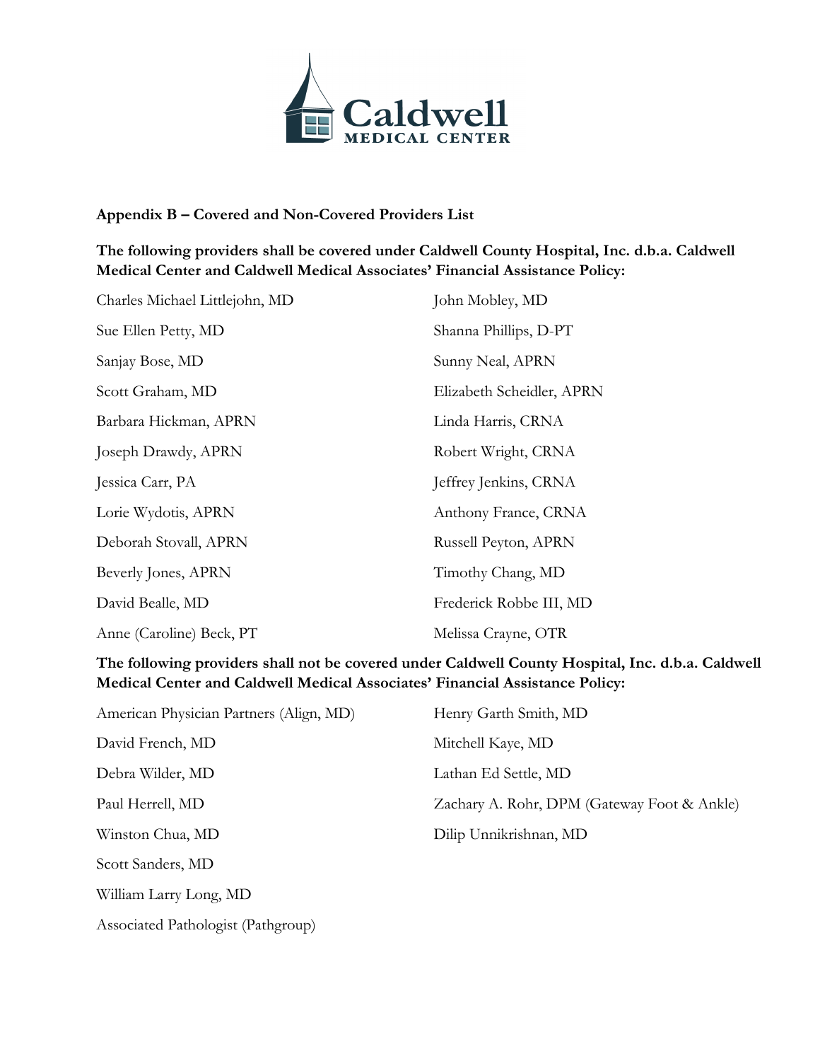**Appendix B – Covered and Non-Covered Providers List**

**The following providers shall be covered under Caldwell County Hospital, Inc. d.b.a. Caldwell Medical Center and Caldwell Medical Associates' Financial Assistance Policy:**

Charles Michael Littlejohn, MD

Sue Ellen Petty, MD

Sanjay Bose, MD

Scott Graham, MD

Barbara Hickman, APRN

Joseph Drawdy, APRN

Jessica Carr, PA

Lorie Wydotis, APRN

Deborah Stovall, APRN

Beverly Jones, APRN

David Bealle, MD

Anne (Caroline) Beck, PT

John Mobley, MD

Shanna Phillips, D-PT

Sunny Neal, APRN

Elizabeth Scheidler, APRN

Linda Harris, CRNA

Robert Wright, CRNA

Jeffrey Jenkins, CRNA

Anthony France, CRNA

Russell Peyton, APRN

Timothy Chang, MD

Frederick Robbe III, MD

Melissa Crayne, OTR

**The following providers shall not be covered under Caldwell County Hospital, Inc. d.b.a. Caldwell Medical Center and Caldwell Medical Associates' Financial Assistance Policy:**

American Physician Partners (Align, MD)

David French, MD

Debra Wilder, MD

Paul Herrell, MD

Winston Chua, MD

Scott Sanders, MD

William Larry Long, MD

Associated Pathologist (Pathgroup)

Henry Garth Smith, MD

Mitchell Kaye, MD

Lathan Ed Settle, MD

Zachary A. Rohr, DPM (Gateway Foot & Ankle)

Dilip Unnikrishnan, MD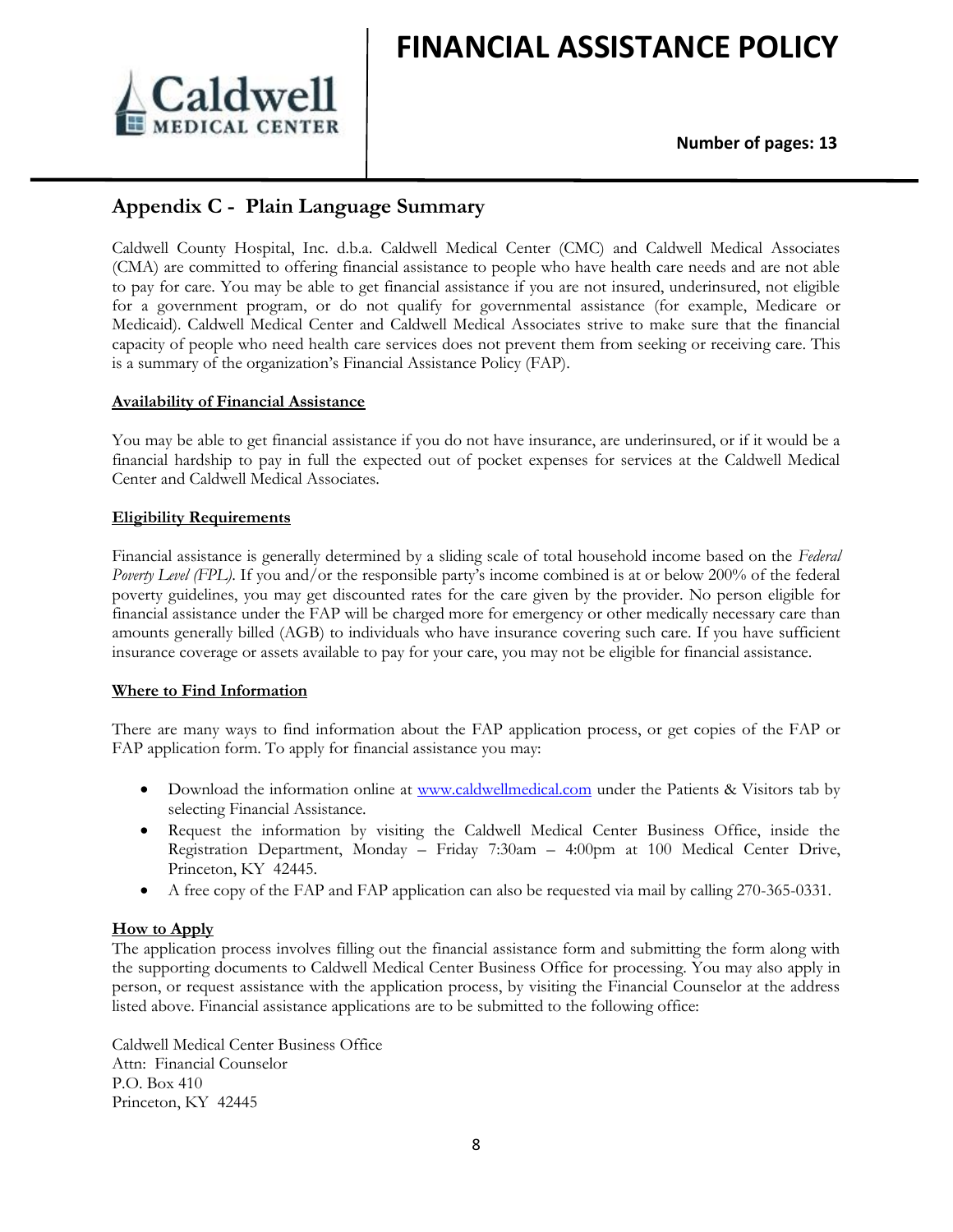## Appendix C - Plain Language Summary

Caldwell County Hospital, Inc. d.b.a. Caldwell Medical Center (CMC) and Caldwell Medical Associates (CMA) are committed to offering financial assistance to people who have health care needs and are not able to pay for care. You may be able to get financial assistance if you are not insured, underinsured, not eligible for a government program, or do not qualify for governmental assistance (for example, Medicare or Medicaid). Caldwell Medical Center and Caldwell Medical Associates strive to make sure that the financial capacity of people who need health care services does not prevent them from seeking or receiving care. This is a summary of the organization's Financial Assistance Policy (FAP).

**Availability of Financial Assistance**

You may be able to get financial assistance if you do not have insurance, are underinsured, or if it would be a financial hardship to pay in full the expected out of pocket expenses for services at the Caldwell Medical Center and Caldwell Medical Associates.

**Eligibility Requirements**

Financial assistance is generally determined by a sliding scale of total household income based on the *Federal Poverty Level (FPL)*. If you and/or the responsible party's income combined is at or below 200% of the federal poverty guidelines, you may get discounted rates for the care given by the provider. No person eligible for financial assistance under the FAP will be charged more for emergency or other medically necessary care than amounts generally billed (AGB) to individuals who have insurance covering such care. If you have sufficient insurance coverage or assets available to pay for your care, you may not be eligible for financial assistance.

**Where to Find Information**

There are many ways to find information about the FAP application process, or get copies of the FAP or FAP application form. To apply for financial assistance you may:

- Download the information online at www.caldwellmedical.com under the Patients & Visitors tab by selecting Financial Assistance.
- Request the information by visiting the Caldwell Medical Center Business Office, inside the Registration Department, Monday – Friday 7:30am – 4:00pm at 100 Medical Center Drive, Princeton, KY 42445.
- A free copy of the FAP and FAP application can also be requested via mail by calling 270-365-0331.

**How to Apply**

The application process involves filling out the financial assistance form and submitting the form along with the supporting documents to Caldwell Medical Center Business Office for processing. You may also apply in person, or request assistance with the application process, by visiting the Financial Counselor at the address listed above. Financial assistance applications are to be submitted to the following office:

Caldwell Medical Center Business Office
Attn: Financial Counselor
P.O. Box 410
Princeton, KY 42445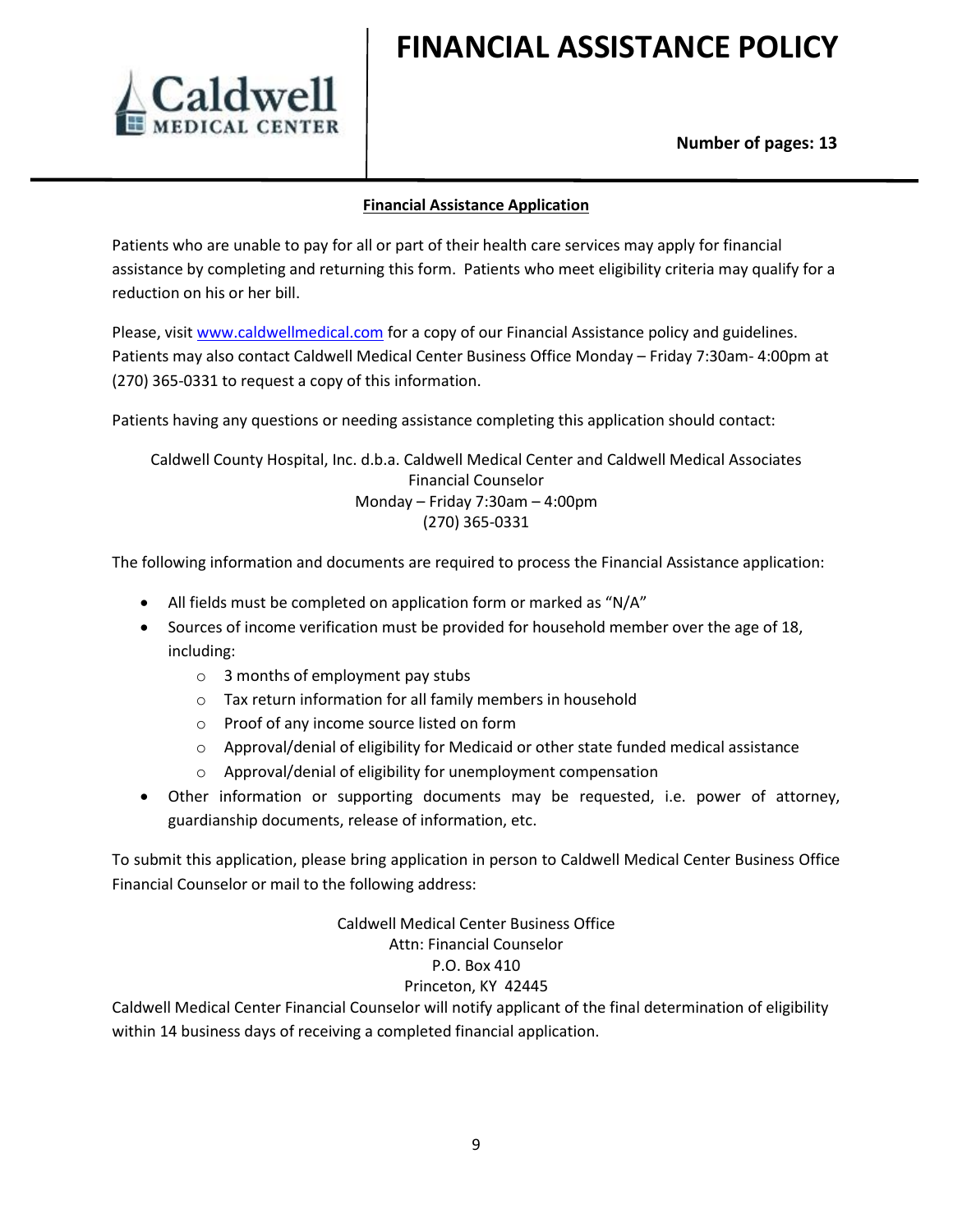## Financial Assistance Application

Patients who are unable to pay for all or part of their health care services may apply for financial assistance by completing and returning this form. Patients who meet eligibility criteria may qualify for a reduction on his or her bill.

Please, visit www.caldwellmedical.com for a copy of our Financial Assistance policy and guidelines. Patients may also contact Caldwell Medical Center Business Office Monday – Friday 7:30am- 4:00pm at (270) 365-0331 to request a copy of this information.

Patients having any questions or needing assistance completing this application should contact:

Caldwell County Hospital, Inc. d.b.a. Caldwell Medical Center and Caldwell Medical Associates
Financial Counselor
Monday – Friday 7:30am – 4:00pm
(270) 365-0331

The following information and documents are required to process the Financial Assistance application:

- All fields must be completed on application form or marked as "N/A"
- Sources of income verification must be provided for household member over the age of 18, including:
  - 3 months of employment pay stubs
  - Tax return information for all family members in household
  - Proof of any income source listed on form
  - Approval/denial of eligibility for Medicaid or other state funded medical assistance
  - Approval/denial of eligibility for unemployment compensation
- Other information or supporting documents may be requested, i.e. power of attorney, guardianship documents, release of information, etc.

To submit this application, please bring application in person to Caldwell Medical Center Business Office Financial Counselor or mail to the following address:

Caldwell Medical Center Business Office
Attn: Financial Counselor
P.O. Box 410
Princeton, KY 42445

Caldwell Medical Center Financial Counselor will notify applicant of the final determination of eligibility within 14 business days of receiving a completed financial application.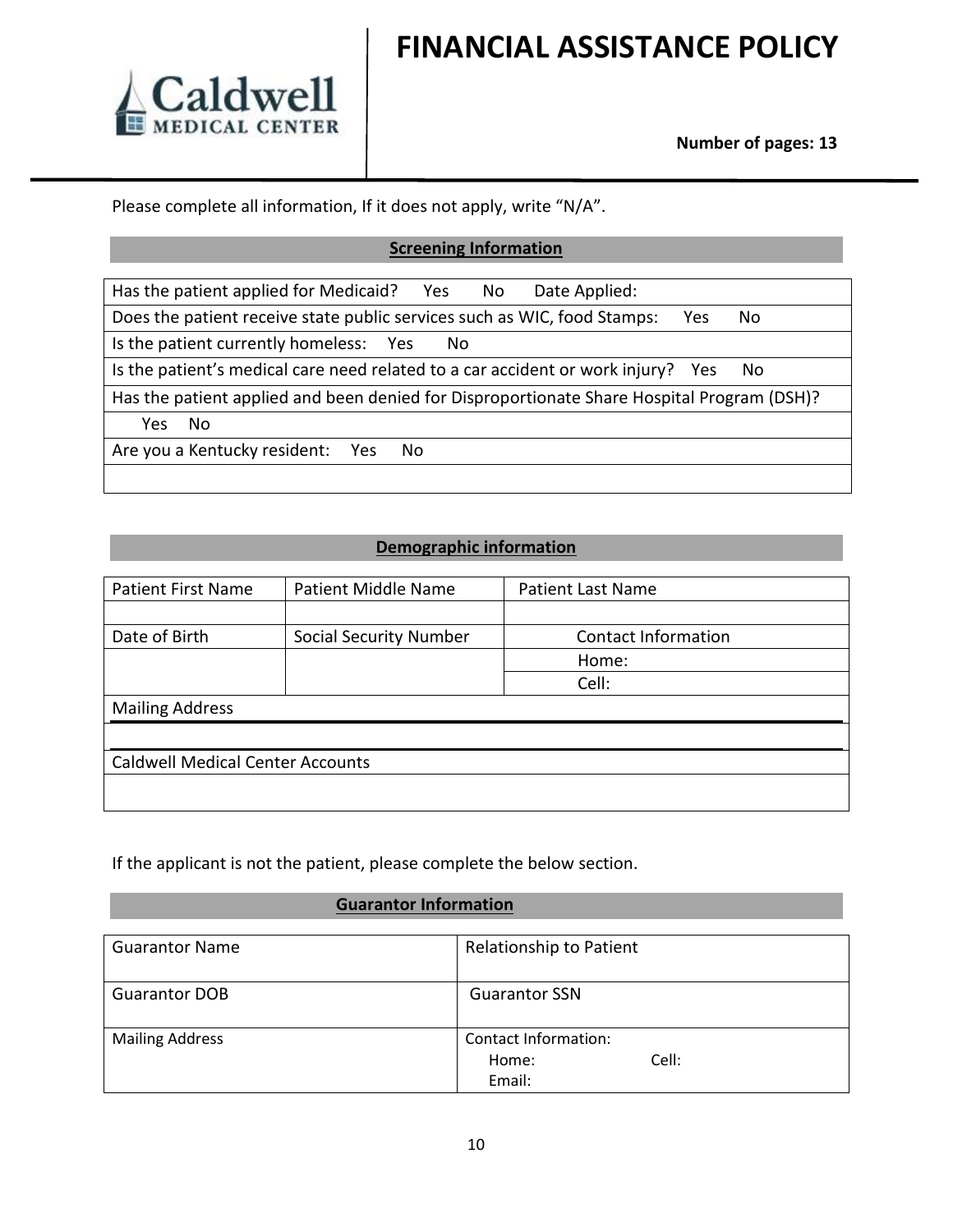Please complete all information, If it does not apply, write “N/A”.

## Screening Information

| |
|---|
| Has the patient applied for Medicaid? Yes No Date Applied: |
| Does the patient receive state public services such as WIC, food Stamps: Yes No |
| Is the patient currently homeless: Yes No |
| Is the patient’s medical care need related to a car accident or work injury? Yes No |
| Has the patient applied and been denied for Disproportionate Share Hospital Program (DSH)? |
| Yes No |
| Are you a Kentucky resident: Yes No |
| |

## Demographic information

| Patient First Name | Patient Middle Name | Patient Last Name |
|---|---|---|
| | | |
| Date of Birth | Social Security Number | Contact Information |
| | | Home: |
| | | Cell: |
| Mailing Address | | |
| | | |
| Caldwell Medical Center Accounts | | |
| | | |

If the applicant is not the patient, please complete the below section.

## Guarantor Information

| | |
|---|---|
| Guarantor Name | Relationship to Patient |
| Guarantor DOB | Guarantor SSN |
| Mailing Address | Contact Information:<br>Home: Cell:<br>Email: |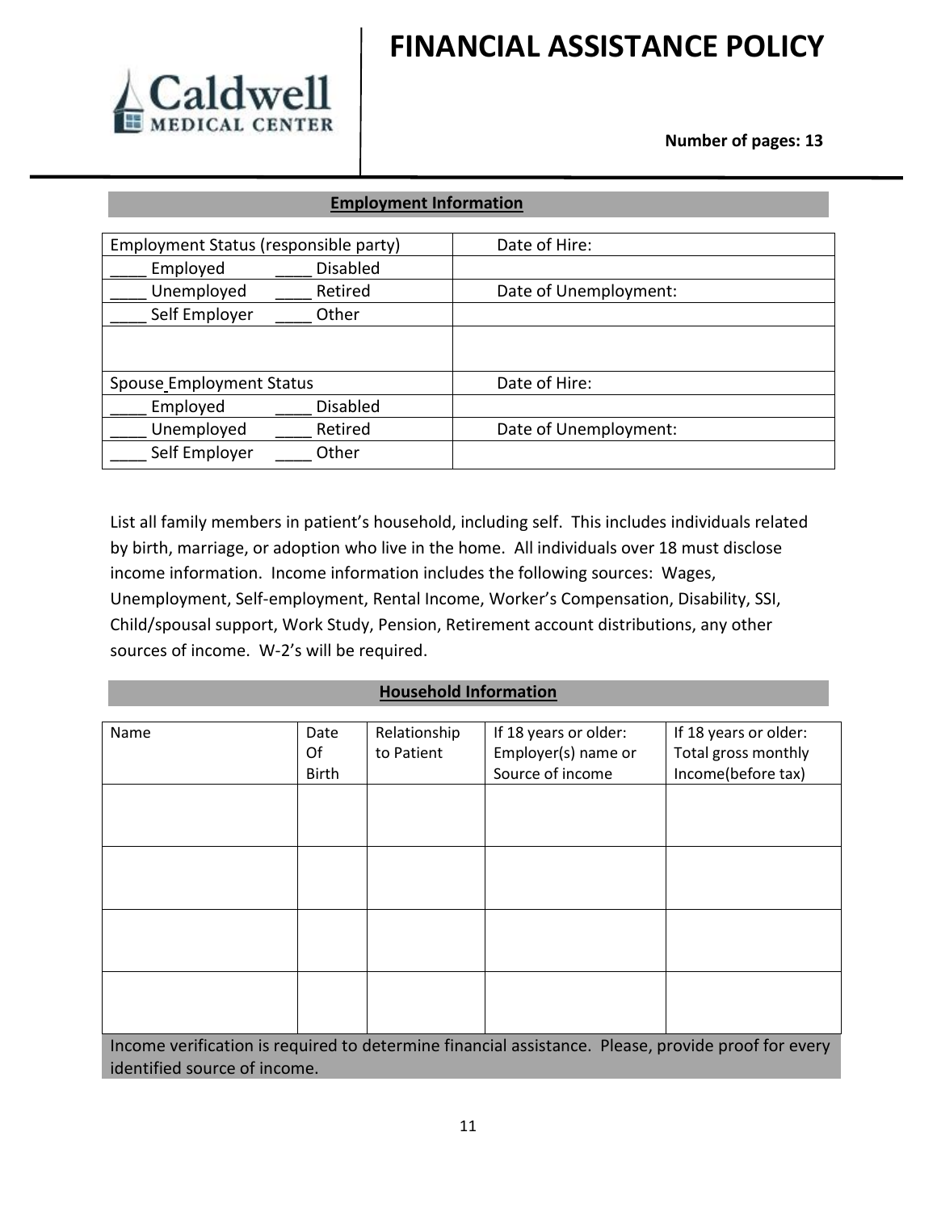## Employment Information

| Employment Status (responsible party) | Date of Hire: |
|---|---|
| ____ Employed ____ Disabled | |
| ____ Unemployed ____ Retired | Date of Unemployment: |
| ____ Self Employer ____ Other | |
| | |
| Spouse Employment Status | Date of Hire: |
| ____ Employed ____ Disabled | |
| ____ Unemployed ____ Retired | Date of Unemployment: |
| ____ Self Employer ____ Other | |

List all family members in patient's household, including self. This includes individuals related by birth, marriage, or adoption who live in the home. All individuals over 18 must disclose income information. Income information includes the following sources: Wages, Unemployment, Self-employment, Rental Income, Worker's Compensation, Disability, SSI, Child/spousal support, Work Study, Pension, Retirement account distributions, any other sources of income. W-2's will be required.

## Household Information

| Name | Date Of Birth | Relationship to Patient | If 18 years or older: Employer(s) name or Source of income | If 18 years or older: Total gross monthly Income(before tax) |
|---|---|---|---|---|
| | | | | |
| | | | | |
| | | | | |
| | | | | |

Income verification is required to determine financial assistance. Please, provide proof for every identified source of income.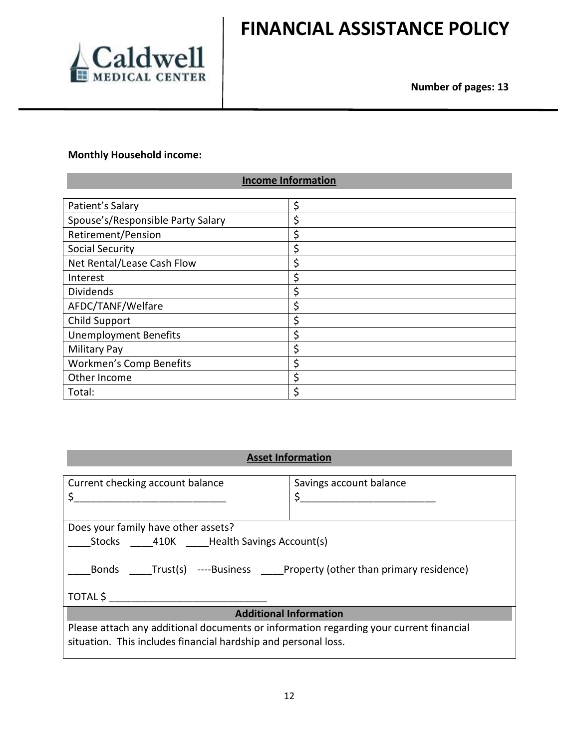**Monthly Household income:**

**Income Information**

| | |
|---|---|
| Patient's Salary | $ |
| Spouse's/Responsible Party Salary | $ |
| Retirement/Pension | $ |
| Social Security | $ |
| Net Rental/Lease Cash Flow | $ |
| Interest | $ |
| Dividends | $ |
| AFDC/TANF/Welfare | $ |
| Child Support | $ |
| Unemployment Benefits | $ |
| Military Pay | $ |
| Workmen's Comp Benefits | $ |
| Other Income | $ |
| Total: | $ |

**Asset Information**

| | |
|---|---|
| Current checking account balance<br>$___________________________ | Savings account balance<br>$________________________ |

Does your family have other assets?

____Stocks ____410K ____Health Savings Account(s)

____Bonds ____Trust(s) ----Business ____Property (other than primary residence)

TOTAL $ ____________________________

**Additional Information**

Please attach any additional documents or information regarding your current financial situation. This includes financial hardship and personal loss.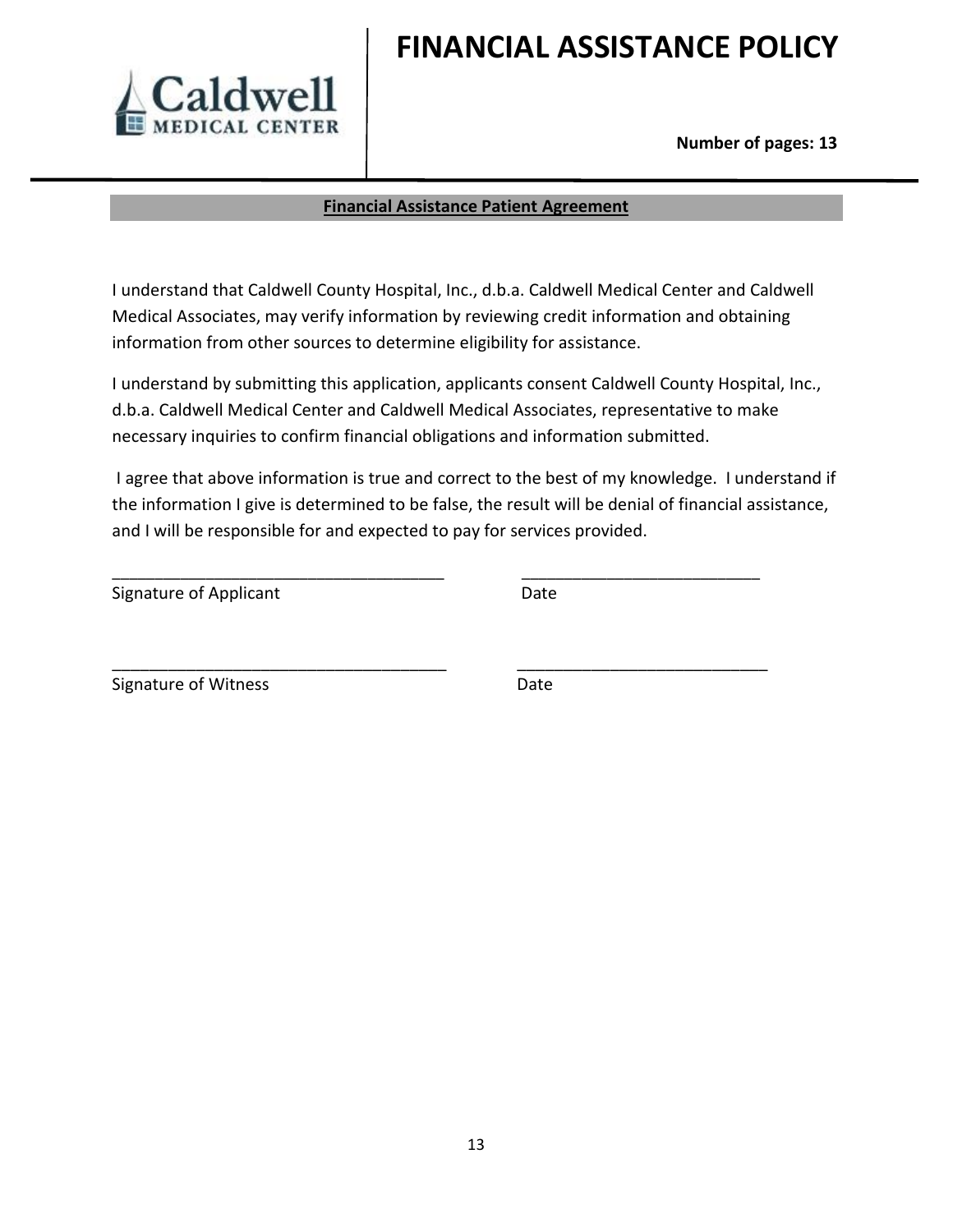## Financial Assistance Patient Agreement

I understand that Caldwell County Hospital, Inc., d.b.a. Caldwell Medical Center and Caldwell Medical Associates, may verify information by reviewing credit information and obtaining information from other sources to determine eligibility for assistance.

I understand by submitting this application, applicants consent Caldwell County Hospital, Inc., d.b.a. Caldwell Medical Center and Caldwell Medical Associates, representative to make necessary inquiries to confirm financial obligations and information submitted.

I agree that above information is true and correct to the best of my knowledge. I understand if the information I give is determined to be false, the result will be denial of financial assistance, and I will be responsible for and expected to pay for services provided.

\_\_\_\_\_\_\_\_\_\_\_\_\_\_\_\_\_\_\_\_\_\_\_\_\_\_\_\_\_\_\_\_\_\_\_\_ \_\_\_\_\_\_\_\_\_\_\_\_\_\_\_\_\_\_\_\_\_\_\_\_\_\_

Signature of Applicant Date

\_\_\_\_\_\_\_\_\_\_\_\_\_\_\_\_\_\_\_\_\_\_\_\_\_\_\_\_\_\_\_\_\_\_\_\_ \_\_\_\_\_\_\_\_\_\_\_\_\_\_\_\_\_\_\_\_\_\_\_\_\_\_\_

Signature of Witness Date